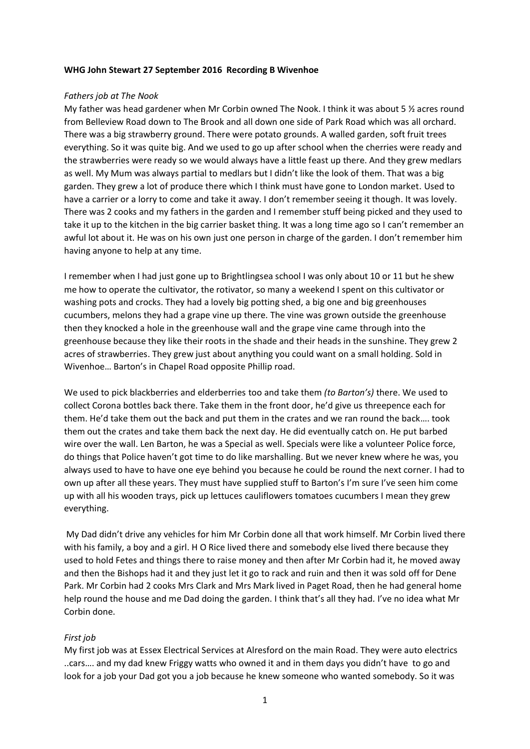**WHG John Stewart 27 September 2016 Recording B Wivenhoe**

*Fathers job at The Nook*

My father was head gardener when Mr Corbin owned The Nook. I think it was about 5 ½ acres round from Belleview Road down to The Brook and all down one side of Park Road which was all orchard. There was a big strawberry ground. There were potato grounds. A walled garden, soft fruit trees everything. So it was quite big. And we used to go up after school when the cherries were ready and the strawberries were ready so we would always have a little feast up there. And they grew medlars as well. My Mum was always partial to medlars but I didn't like the look of them. That was a big garden. They grew a lot of produce there which I think must have gone to London market. Used to have a carrier or a lorry to come and take it away. I don't remember seeing it though. It was lovely. There was 2 cooks and my fathers in the garden and I remember stuff being picked and they used to take it up to the kitchen in the big carrier basket thing. It was a long time ago so I can't remember an awful lot about it. He was on his own just one person in charge of the garden. I don't remember him having anyone to help at any time.

I remember when I had just gone up to Brightlingsea school I was only about 10 or 11 but he shew me how to operate the cultivator, the rotivator, so many a weekend I spent on this cultivator or washing pots and crocks. They had a lovely big potting shed, a big one and big greenhouses cucumbers, melons they had a grape vine up there. The vine was grown outside the greenhouse then they knocked a hole in the greenhouse wall and the grape vine came through into the greenhouse because they like their roots in the shade and their heads in the sunshine. They grew 2 acres of strawberries. They grew just about anything you could want on a small holding. Sold in Wivenhoe… Barton's in Chapel Road opposite Phillip road.

We used to pick blackberries and elderberries too and take them *(to Barton's)* there. We used to collect Corona bottles back there. Take them in the front door, he'd give us threepence each for them. He'd take them out the back and put them in the crates and we ran round the back…. took them out the crates and take them back the next day. He did eventually catch on. He put barbed wire over the wall. Len Barton, he was a Special as well. Specials were like a volunteer Police force, do things that Police haven't got time to do like marshalling. But we never knew where he was, you always used to have to have one eye behind you because he could be round the next corner. I had to own up after all these years. They must have supplied stuff to Barton's I'm sure I've seen him come up with all his wooden trays, pick up lettuces cauliflowers tomatoes cucumbers I mean they grew everything.

My Dad didn't drive any vehicles for him Mr Corbin done all that work himself. Mr Corbin lived there with his family, a boy and a girl. H O Rice lived there and somebody else lived there because they used to hold Fetes and things there to raise money and then after Mr Corbin had it, he moved away and then the Bishops had it and they just let it go to rack and ruin and then it was sold off for Dene Park. Mr Corbin had 2 cooks Mrs Clark and Mrs Mark lived in Paget Road, then he had general home help round the house and me Dad doing the garden. I think that's all they had. I've no idea what Mr Corbin done.

*First job*

My first job was at Essex Electrical Services at Alresford on the main Road. They were auto electrics ..cars…. and my dad knew Friggy watts who owned it and in them days you didn't have to go and look for a job your Dad got you a job because he knew someone who wanted somebody. So it was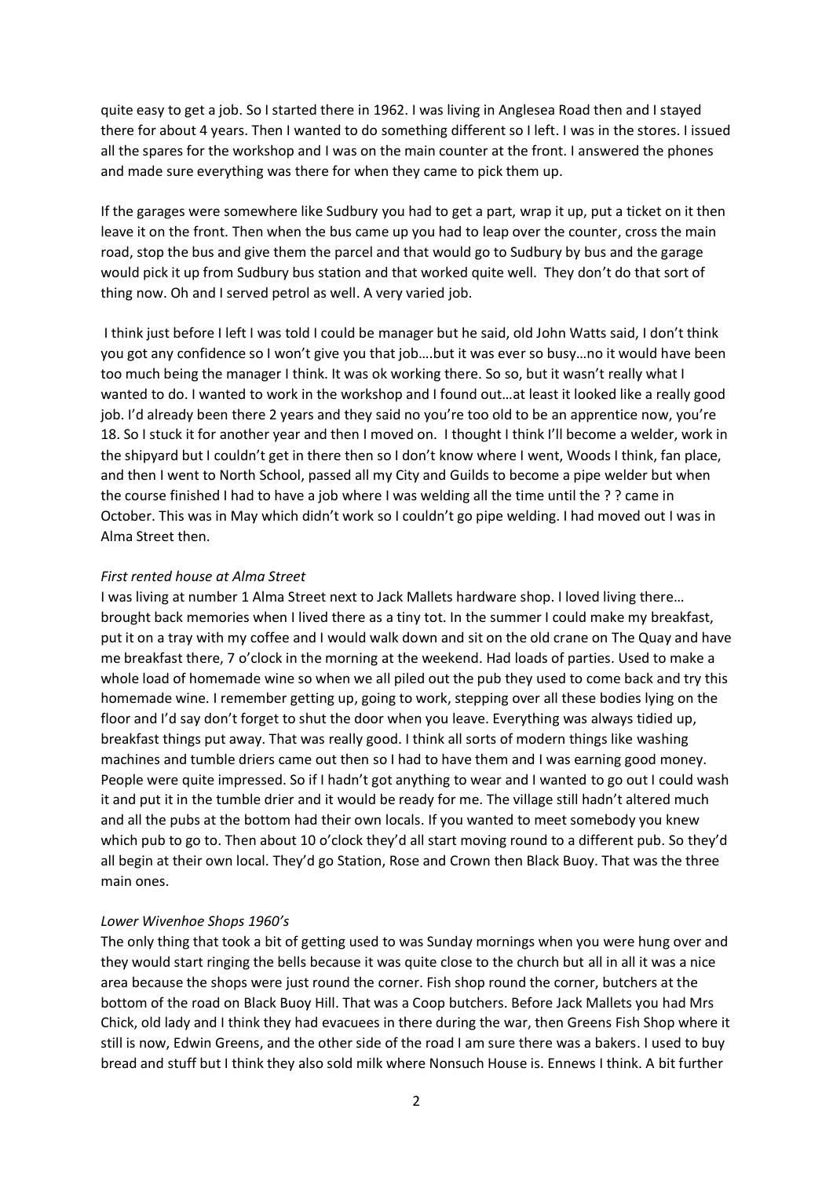quite easy to get a job. So I started there in 1962. I was living in Anglesea Road then and I stayed there for about 4 years. Then I wanted to do something different so I left. I was in the stores. I issued all the spares for the workshop and I was on the main counter at the front. I answered the phones and made sure everything was there for when they came to pick them up.

If the garages were somewhere like Sudbury you had to get a part, wrap it up, put a ticket on it then leave it on the front. Then when the bus came up you had to leap over the counter, cross the main road, stop the bus and give them the parcel and that would go to Sudbury by bus and the garage would pick it up from Sudbury bus station and that worked quite well. They don't do that sort of thing now. Oh and I served petrol as well. A very varied job.

I think just before I left I was told I could be manager but he said, old John Watts said, I don't think you got any confidence so I won't give you that job….but it was ever so busy…no it would have been too much being the manager I think. It was ok working there. So so, but it wasn't really what I wanted to do. I wanted to work in the workshop and I found out…at least it looked like a really good job. I'd already been there 2 years and they said no you're too old to be an apprentice now, you're 18. So I stuck it for another year and then I moved on. I thought I think I'll become a welder, work in the shipyard but I couldn't get in there then so I don't know where I went, Woods I think, fan place, and then I went to North School, passed all my City and Guilds to become a pipe welder but when the course finished I had to have a job where I was welding all the time until the ? ? came in October. This was in May which didn't work so I couldn't go pipe welding. I had moved out I was in Alma Street then.

*First rented house at Alma Street*

I was living at number 1 Alma Street next to Jack Mallets hardware shop. I loved living there… brought back memories when I lived there as a tiny tot. In the summer I could make my breakfast, put it on a tray with my coffee and I would walk down and sit on the old crane on The Quay and have me breakfast there, 7 o'clock in the morning at the weekend. Had loads of parties. Used to make a whole load of homemade wine so when we all piled out the pub they used to come back and try this homemade wine. I remember getting up, going to work, stepping over all these bodies lying on the floor and I'd say don't forget to shut the door when you leave. Everything was always tidied up, breakfast things put away. That was really good. I think all sorts of modern things like washing machines and tumble driers came out then so I had to have them and I was earning good money. People were quite impressed. So if I hadn't got anything to wear and I wanted to go out I could wash it and put it in the tumble drier and it would be ready for me. The village still hadn't altered much and all the pubs at the bottom had their own locals. If you wanted to meet somebody you knew which pub to go to. Then about 10 o'clock they'd all start moving round to a different pub. So they'd all begin at their own local. They'd go Station, Rose and Crown then Black Buoy. That was the three main ones.

*Lower Wivenhoe Shops 1960's*

The only thing that took a bit of getting used to was Sunday mornings when you were hung over and they would start ringing the bells because it was quite close to the church but all in all it was a nice area because the shops were just round the corner. Fish shop round the corner, butchers at the bottom of the road on Black Buoy Hill. That was a Coop butchers. Before Jack Mallets you had Mrs Chick, old lady and I think they had evacuees in there during the war, then Greens Fish Shop where it still is now, Edwin Greens, and the other side of the road I am sure there was a bakers. I used to buy bread and stuff but I think they also sold milk where Nonsuch House is. Ennews I think. A bit further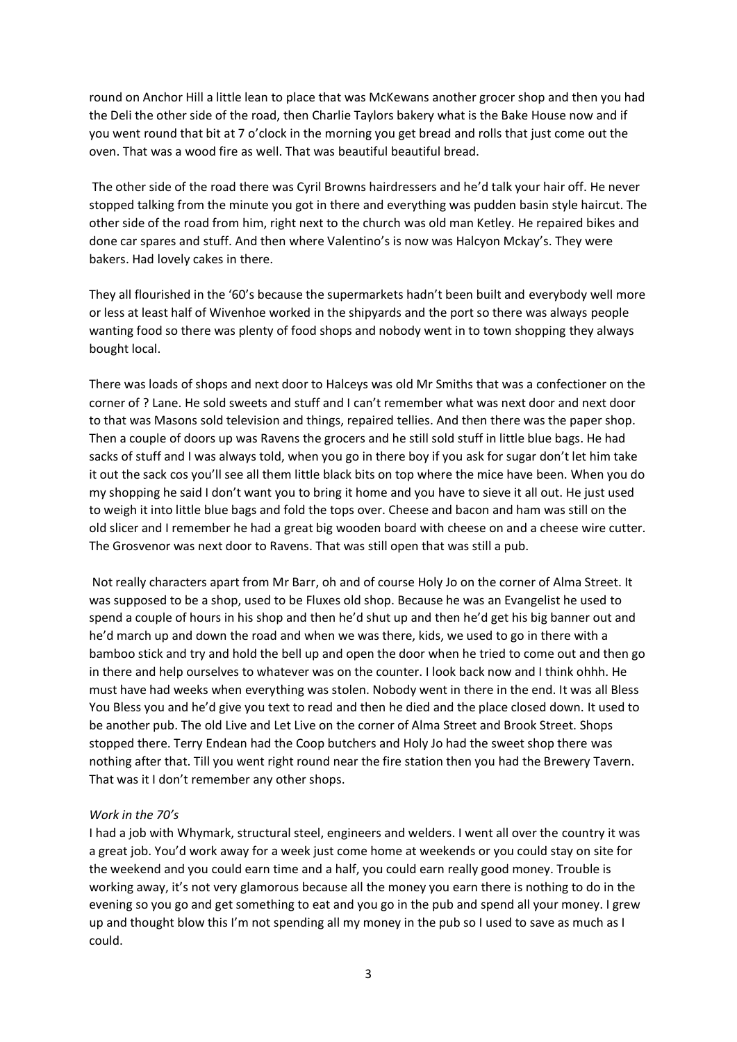round on Anchor Hill a little lean to place that was McKewans another grocer shop and then you had the Deli the other side of the road, then Charlie Taylors bakery what is the Bake House now and if you went round that bit at 7 o'clock in the morning you get bread and rolls that just come out the oven. That was a wood fire as well. That was beautiful beautiful bread.

The other side of the road there was Cyril Browns hairdressers and he'd talk your hair off. He never stopped talking from the minute you got in there and everything was pudden basin style haircut. The other side of the road from him, right next to the church was old man Ketley. He repaired bikes and done car spares and stuff. And then where Valentino's is now was Halcyon Mckay's. They were bakers. Had lovely cakes in there.

They all flourished in the '60's because the supermarkets hadn't been built and everybody well more or less at least half of Wivenhoe worked in the shipyards and the port so there was always people wanting food so there was plenty of food shops and nobody went in to town shopping they always bought local.

There was loads of shops and next door to Halceys was old Mr Smiths that was a confectioner on the corner of ? Lane. He sold sweets and stuff and I can't remember what was next door and next door to that was Masons sold television and things, repaired tellies. And then there was the paper shop. Then a couple of doors up was Ravens the grocers and he still sold stuff in little blue bags. He had sacks of stuff and I was always told, when you go in there boy if you ask for sugar don't let him take it out the sack cos you'll see all them little black bits on top where the mice have been. When you do my shopping he said I don't want you to bring it home and you have to sieve it all out. He just used to weigh it into little blue bags and fold the tops over. Cheese and bacon and ham was still on the old slicer and I remember he had a great big wooden board with cheese on and a cheese wire cutter. The Grosvenor was next door to Ravens. That was still open that was still a pub.

Not really characters apart from Mr Barr, oh and of course Holy Jo on the corner of Alma Street. It was supposed to be a shop, used to be Fluxes old shop. Because he was an Evangelist he used to spend a couple of hours in his shop and then he'd shut up and then he'd get his big banner out and he'd march up and down the road and when we was there, kids, we used to go in there with a bamboo stick and try and hold the bell up and open the door when he tried to come out and then go in there and help ourselves to whatever was on the counter. I look back now and I think ohhh. He must have had weeks when everything was stolen. Nobody went in there in the end. It was all Bless You Bless you and he'd give you text to read and then he died and the place closed down. It used to be another pub. The old Live and Let Live on the corner of Alma Street and Brook Street. Shops stopped there. Terry Endean had the Coop butchers and Holy Jo had the sweet shop there was nothing after that. Till you went right round near the fire station then you had the Brewery Tavern. That was it I don't remember any other shops.

*Work in the 70's*

I had a job with Whymark, structural steel, engineers and welders. I went all over the country it was a great job. You'd work away for a week just come home at weekends or you could stay on site for the weekend and you could earn time and a half, you could earn really good money. Trouble is working away, it's not very glamorous because all the money you earn there is nothing to do in the evening so you go and get something to eat and you go in the pub and spend all your money. I grew up and thought blow this I'm not spending all my money in the pub so I used to save as much as I could.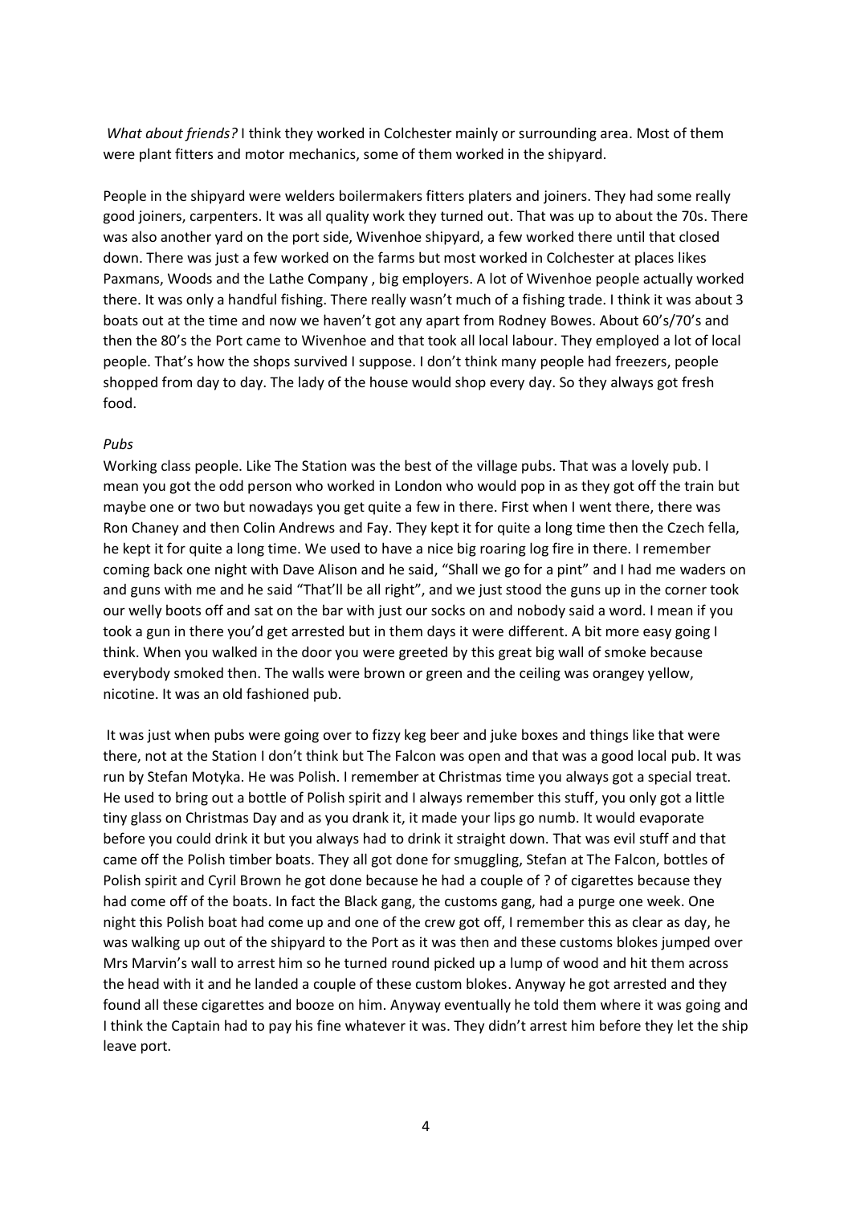*What about friends?* I think they worked in Colchester mainly or surrounding area. Most of them were plant fitters and motor mechanics, some of them worked in the shipyard.

People in the shipyard were welders boilermakers fitters platers and joiners. They had some really good joiners, carpenters. It was all quality work they turned out. That was up to about the 70s. There was also another yard on the port side, Wivenhoe shipyard, a few worked there until that closed down. There was just a few worked on the farms but most worked in Colchester at places likes Paxmans, Woods and the Lathe Company , big employers. A lot of Wivenhoe people actually worked there. It was only a handful fishing. There really wasn't much of a fishing trade. I think it was about 3 boats out at the time and now we haven't got any apart from Rodney Bowes. About 60's/70's and then the 80's the Port came to Wivenhoe and that took all local labour. They employed a lot of local people. That's how the shops survived I suppose. I don't think many people had freezers, people shopped from day to day. The lady of the house would shop every day. So they always got fresh food.

*Pubs*

Working class people. Like The Station was the best of the village pubs. That was a lovely pub. I mean you got the odd person who worked in London who would pop in as they got off the train but maybe one or two but nowadays you get quite a few in there. First when I went there, there was Ron Chaney and then Colin Andrews and Fay. They kept it for quite a long time then the Czech fella, he kept it for quite a long time. We used to have a nice big roaring log fire in there. I remember coming back one night with Dave Alison and he said, "Shall we go for a pint" and I had me waders on and guns with me and he said "That'll be all right", and we just stood the guns up in the corner took our welly boots off and sat on the bar with just our socks on and nobody said a word. I mean if you took a gun in there you'd get arrested but in them days it were different. A bit more easy going I think. When you walked in the door you were greeted by this great big wall of smoke because everybody smoked then. The walls were brown or green and the ceiling was orangey yellow, nicotine. It was an old fashioned pub.

It was just when pubs were going over to fizzy keg beer and juke boxes and things like that were there, not at the Station I don't think but The Falcon was open and that was a good local pub. It was run by Stefan Motyka. He was Polish. I remember at Christmas time you always got a special treat. He used to bring out a bottle of Polish spirit and I always remember this stuff, you only got a little tiny glass on Christmas Day and as you drank it, it made your lips go numb. It would evaporate before you could drink it but you always had to drink it straight down. That was evil stuff and that came off the Polish timber boats. They all got done for smuggling, Stefan at The Falcon, bottles of Polish spirit and Cyril Brown he got done because he had a couple of ? of cigarettes because they had come off of the boats. In fact the Black gang, the customs gang, had a purge one week. One night this Polish boat had come up and one of the crew got off, I remember this as clear as day, he was walking up out of the shipyard to the Port as it was then and these customs blokes jumped over Mrs Marvin's wall to arrest him so he turned round picked up a lump of wood and hit them across the head with it and he landed a couple of these custom blokes. Anyway he got arrested and they found all these cigarettes and booze on him. Anyway eventually he told them where it was going and I think the Captain had to pay his fine whatever it was. They didn't arrest him before they let the ship leave port.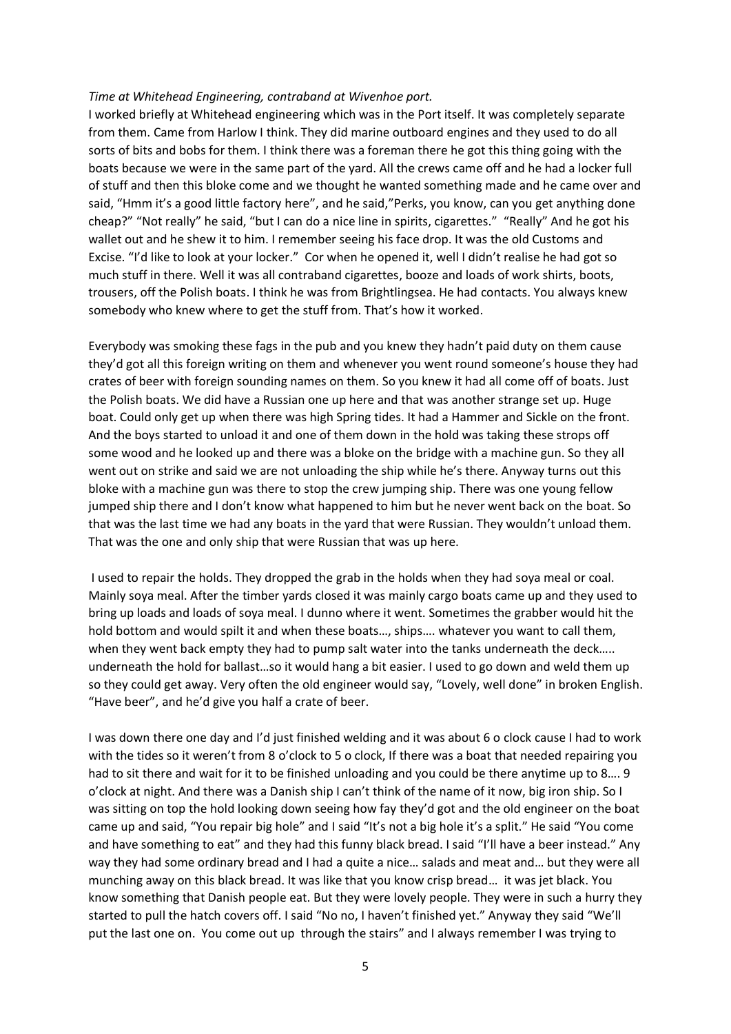*Time at Whitehead Engineering, contraband at Wivenhoe port.*

I worked briefly at Whitehead engineering which was in the Port itself. It was completely separate from them. Came from Harlow I think. They did marine outboard engines and they used to do all sorts of bits and bobs for them. I think there was a foreman there he got this thing going with the boats because we were in the same part of the yard. All the crews came off and he had a locker full of stuff and then this bloke come and we thought he wanted something made and he came over and said, "Hmm it's a good little factory here", and he said,"Perks, you know, can you get anything done cheap?" "Not really" he said, "but I can do a nice line in spirits, cigarettes." "Really" And he got his wallet out and he shew it to him. I remember seeing his face drop. It was the old Customs and Excise. "I'd like to look at your locker." Cor when he opened it, well I didn't realise he had got so much stuff in there. Well it was all contraband cigarettes, booze and loads of work shirts, boots, trousers, off the Polish boats. I think he was from Brightlingsea. He had contacts. You always knew somebody who knew where to get the stuff from. That's how it worked.

Everybody was smoking these fags in the pub and you knew they hadn't paid duty on them cause they'd got all this foreign writing on them and whenever you went round someone's house they had crates of beer with foreign sounding names on them. So you knew it had all come off of boats. Just the Polish boats. We did have a Russian one up here and that was another strange set up. Huge boat. Could only get up when there was high Spring tides. It had a Hammer and Sickle on the front. And the boys started to unload it and one of them down in the hold was taking these strops off some wood and he looked up and there was a bloke on the bridge with a machine gun. So they all went out on strike and said we are not unloading the ship while he's there. Anyway turns out this bloke with a machine gun was there to stop the crew jumping ship. There was one young fellow jumped ship there and I don't know what happened to him but he never went back on the boat. So that was the last time we had any boats in the yard that were Russian. They wouldn't unload them. That was the one and only ship that were Russian that was up here.

I used to repair the holds. They dropped the grab in the holds when they had soya meal or coal. Mainly soya meal. After the timber yards closed it was mainly cargo boats came up and they used to bring up loads and loads of soya meal. I dunno where it went. Sometimes the grabber would hit the hold bottom and would spilt it and when these boats…, ships…. whatever you want to call them, when they went back empty they had to pump salt water into the tanks underneath the deck….. underneath the hold for ballast…so it would hang a bit easier. I used to go down and weld them up so they could get away. Very often the old engineer would say, "Lovely, well done" in broken English. "Have beer", and he'd give you half a crate of beer.

I was down there one day and I'd just finished welding and it was about 6 o clock cause I had to work with the tides so it weren't from 8 o'clock to 5 o clock, If there was a boat that needed repairing you had to sit there and wait for it to be finished unloading and you could be there anytime up to 8…. 9 o'clock at night. And there was a Danish ship I can't think of the name of it now, big iron ship. So I was sitting on top the hold looking down seeing how fay they'd got and the old engineer on the boat came up and said, "You repair big hole" and I said "It's not a big hole it's a split." He said "You come and have something to eat" and they had this funny black bread. I said "I'll have a beer instead." Any way they had some ordinary bread and I had a quite a nice… salads and meat and… but they were all munching away on this black bread. It was like that you know crisp bread… it was jet black. You know something that Danish people eat. But they were lovely people. They were in such a hurry they started to pull the hatch covers off. I said "No no, I haven't finished yet." Anyway they said "We'll put the last one on. You come out up through the stairs" and I always remember I was trying to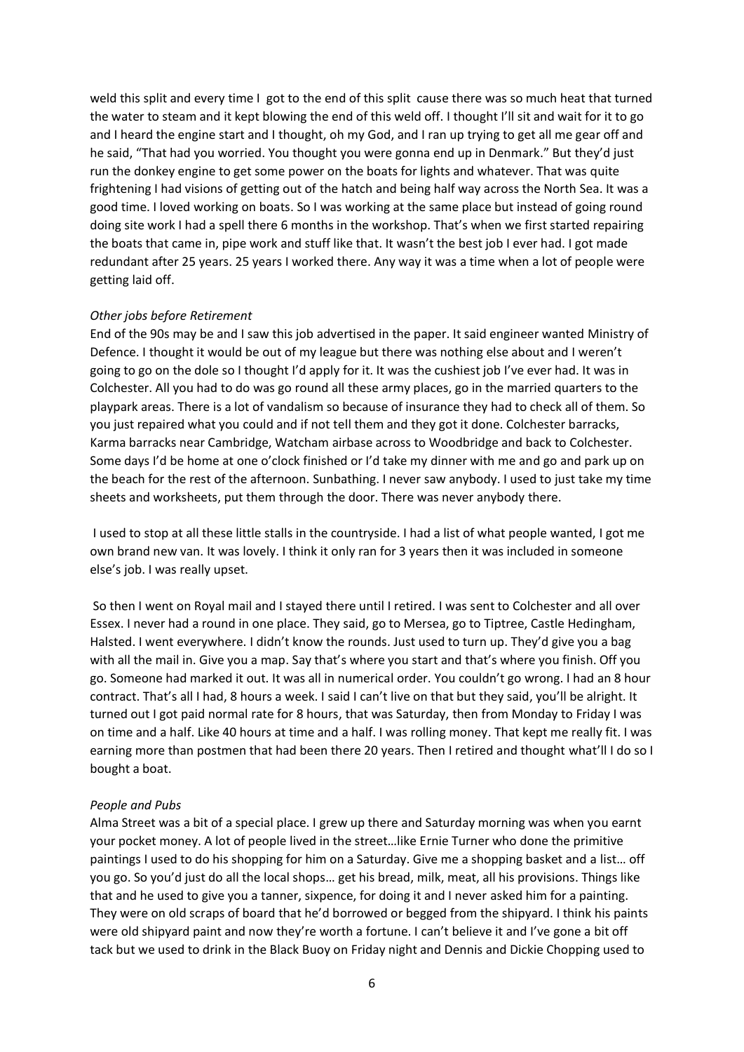weld this split and every time I got to the end of this split cause there was so much heat that turned the water to steam and it kept blowing the end of this weld off. I thought I'll sit and wait for it to go and I heard the engine start and I thought, oh my God, and I ran up trying to get all me gear off and he said, "That had you worried. You thought you were gonna end up in Denmark." But they'd just run the donkey engine to get some power on the boats for lights and whatever. That was quite frightening I had visions of getting out of the hatch and being half way across the North Sea. It was a good time. I loved working on boats. So I was working at the same place but instead of going round doing site work I had a spell there 6 months in the workshop. That's when we first started repairing the boats that came in, pipe work and stuff like that. It wasn't the best job I ever had. I got made redundant after 25 years. 25 years I worked there. Any way it was a time when a lot of people were getting laid off.

*Other jobs before Retirement*

End of the 90s may be and I saw this job advertised in the paper. It said engineer wanted Ministry of Defence. I thought it would be out of my league but there was nothing else about and I weren't going to go on the dole so I thought I'd apply for it. It was the cushiest job I've ever had. It was in Colchester. All you had to do was go round all these army places, go in the married quarters to the playpark areas. There is a lot of vandalism so because of insurance they had to check all of them. So you just repaired what you could and if not tell them and they got it done. Colchester barracks, Karma barracks near Cambridge, Watcham airbase across to Woodbridge and back to Colchester. Some days I'd be home at one o'clock finished or I'd take my dinner with me and go and park up on the beach for the rest of the afternoon. Sunbathing. I never saw anybody. I used to just take my time sheets and worksheets, put them through the door. There was never anybody there.

I used to stop at all these little stalls in the countryside. I had a list of what people wanted, I got me own brand new van. It was lovely. I think it only ran for 3 years then it was included in someone else's job. I was really upset.

So then I went on Royal mail and I stayed there until I retired. I was sent to Colchester and all over Essex. I never had a round in one place. They said, go to Mersea, go to Tiptree, Castle Hedingham, Halsted. I went everywhere. I didn't know the rounds. Just used to turn up. They'd give you a bag with all the mail in. Give you a map. Say that's where you start and that's where you finish. Off you go. Someone had marked it out. It was all in numerical order. You couldn't go wrong. I had an 8 hour contract. That's all I had, 8 hours a week. I said I can't live on that but they said, you'll be alright. It turned out I got paid normal rate for 8 hours, that was Saturday, then from Monday to Friday I was on time and a half. Like 40 hours at time and a half. I was rolling money. That kept me really fit. I was earning more than postmen that had been there 20 years. Then I retired and thought what'll I do so I bought a boat.

*People and Pubs*

Alma Street was a bit of a special place. I grew up there and Saturday morning was when you earnt your pocket money. A lot of people lived in the street…like Ernie Turner who done the primitive paintings I used to do his shopping for him on a Saturday. Give me a shopping basket and a list… off you go. So you'd just do all the local shops… get his bread, milk, meat, all his provisions. Things like that and he used to give you a tanner, sixpence, for doing it and I never asked him for a painting. They were on old scraps of board that he'd borrowed or begged from the shipyard. I think his paints were old shipyard paint and now they're worth a fortune. I can't believe it and I've gone a bit off tack but we used to drink in the Black Buoy on Friday night and Dennis and Dickie Chopping used to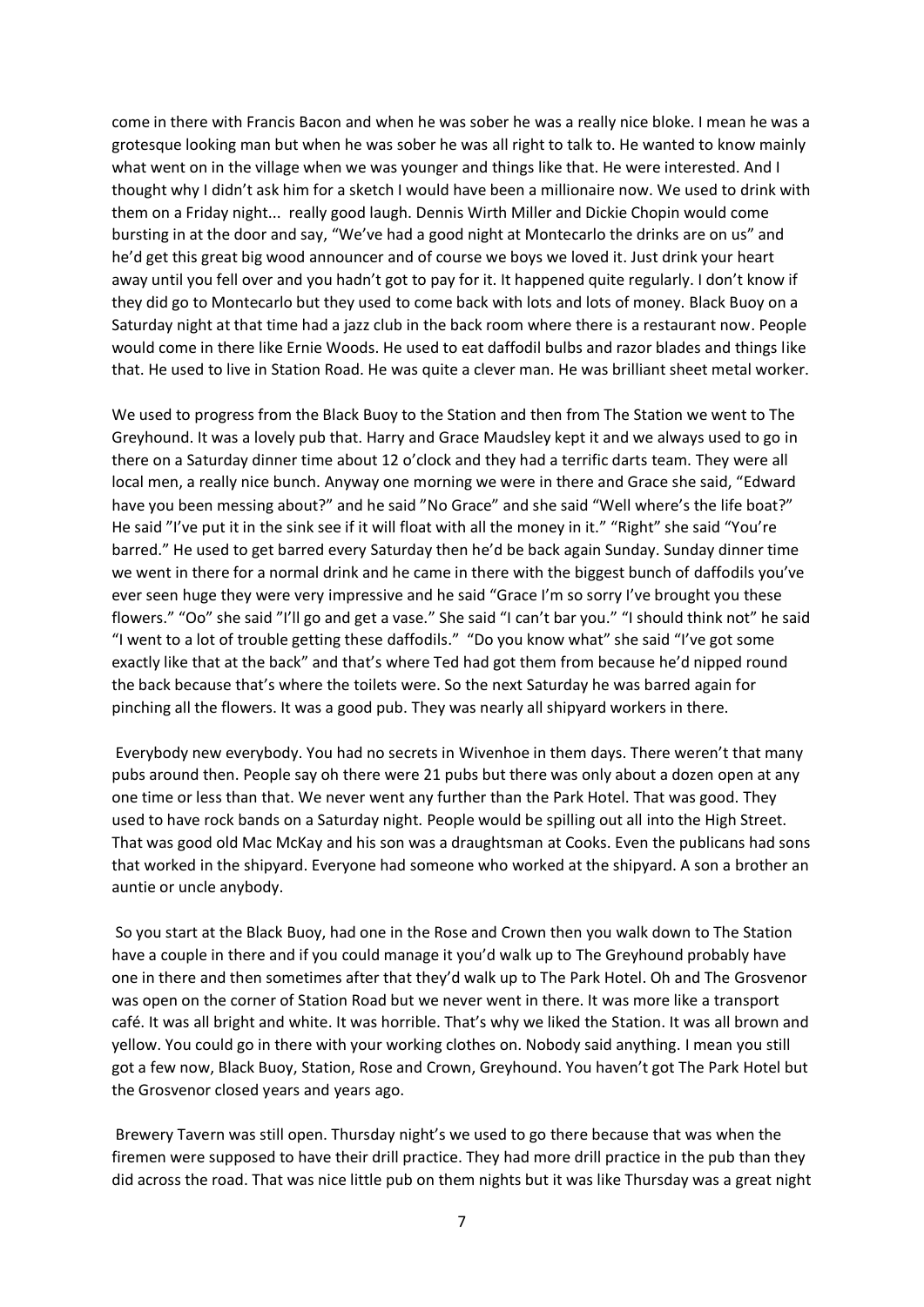come in there with Francis Bacon and when he was sober he was a really nice bloke. I mean he was a grotesque looking man but when he was sober he was all right to talk to. He wanted to know mainly what went on in the village when we was younger and things like that. He were interested. And I thought why I didn't ask him for a sketch I would have been a millionaire now. We used to drink with them on a Friday night... really good laugh. Dennis Wirth Miller and Dickie Chopin would come bursting in at the door and say, "We've had a good night at Montecarlo the drinks are on us" and he'd get this great big wood announcer and of course we boys we loved it. Just drink your heart away until you fell over and you hadn't got to pay for it. It happened quite regularly. I don't know if they did go to Montecarlo but they used to come back with lots and lots of money. Black Buoy on a Saturday night at that time had a jazz club in the back room where there is a restaurant now. People would come in there like Ernie Woods. He used to eat daffodil bulbs and razor blades and things like that. He used to live in Station Road. He was quite a clever man. He was brilliant sheet metal worker.

We used to progress from the Black Buoy to the Station and then from The Station we went to The Greyhound. It was a lovely pub that. Harry and Grace Maudsley kept it and we always used to go in there on a Saturday dinner time about 12 o'clock and they had a terrific darts team. They were all local men, a really nice bunch. Anyway one morning we were in there and Grace she said, "Edward have you been messing about?" and he said "No Grace" and she said "Well where's the life boat?" He said "I've put it in the sink see if it will float with all the money in it." "Right" she said "You're barred." He used to get barred every Saturday then he'd be back again Sunday. Sunday dinner time we went in there for a normal drink and he came in there with the biggest bunch of daffodils you've ever seen huge they were very impressive and he said "Grace I'm so sorry I've brought you these flowers." "Oo" she said "I'll go and get a vase." She said "I can't bar you." "I should think not" he said "I went to a lot of trouble getting these daffodils." "Do you know what" she said "I've got some exactly like that at the back" and that's where Ted had got them from because he'd nipped round the back because that's where the toilets were. So the next Saturday he was barred again for pinching all the flowers. It was a good pub. They was nearly all shipyard workers in there.

Everybody new everybody. You had no secrets in Wivenhoe in them days. There weren't that many pubs around then. People say oh there were 21 pubs but there was only about a dozen open at any one time or less than that. We never went any further than the Park Hotel. That was good. They used to have rock bands on a Saturday night. People would be spilling out all into the High Street. That was good old Mac McKay and his son was a draughtsman at Cooks. Even the publicans had sons that worked in the shipyard. Everyone had someone who worked at the shipyard. A son a brother an auntie or uncle anybody.

So you start at the Black Buoy, had one in the Rose and Crown then you walk down to The Station have a couple in there and if you could manage it you'd walk up to The Greyhound probably have one in there and then sometimes after that they'd walk up to The Park Hotel. Oh and The Grosvenor was open on the corner of Station Road but we never went in there. It was more like a transport café. It was all bright and white. It was horrible. That's why we liked the Station. It was all brown and yellow. You could go in there with your working clothes on. Nobody said anything. I mean you still got a few now, Black Buoy, Station, Rose and Crown, Greyhound. You haven't got The Park Hotel but the Grosvenor closed years and years ago.

Brewery Tavern was still open. Thursday night's we used to go there because that was when the firemen were supposed to have their drill practice. They had more drill practice in the pub than they did across the road. That was nice little pub on them nights but it was like Thursday was a great night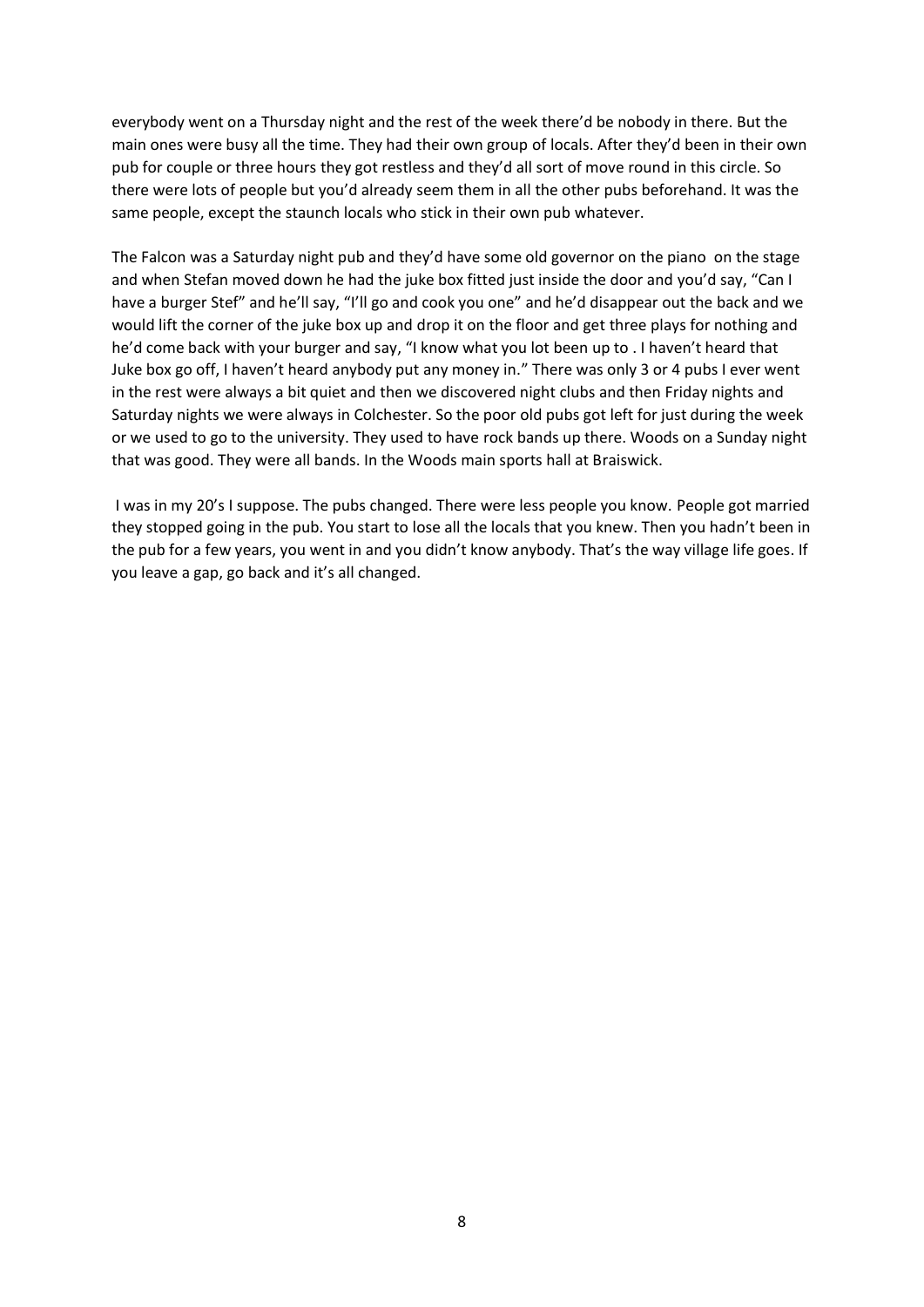everybody went on a Thursday night and the rest of the week there'd be nobody in there. But the main ones were busy all the time. They had their own group of locals. After they'd been in their own pub for couple or three hours they got restless and they'd all sort of move round in this circle. So there were lots of people but you'd already seem them in all the other pubs beforehand. It was the same people, except the staunch locals who stick in their own pub whatever.

The Falcon was a Saturday night pub and they'd have some old governor on the piano on the stage and when Stefan moved down he had the juke box fitted just inside the door and you'd say, "Can I have a burger Stef" and he'll say, "I'll go and cook you one" and he'd disappear out the back and we would lift the corner of the juke box up and drop it on the floor and get three plays for nothing and he'd come back with your burger and say, "I know what you lot been up to . I haven't heard that Juke box go off, I haven't heard anybody put any money in." There was only 3 or 4 pubs I ever went in the rest were always a bit quiet and then we discovered night clubs and then Friday nights and Saturday nights we were always in Colchester. So the poor old pubs got left for just during the week or we used to go to the university. They used to have rock bands up there. Woods on a Sunday night that was good. They were all bands. In the Woods main sports hall at Braiswick.

I was in my 20's I suppose. The pubs changed. There were less people you know. People got married they stopped going in the pub. You start to lose all the locals that you knew. Then you hadn't been in the pub for a few years, you went in and you didn't know anybody. That's the way village life goes. If you leave a gap, go back and it's all changed.